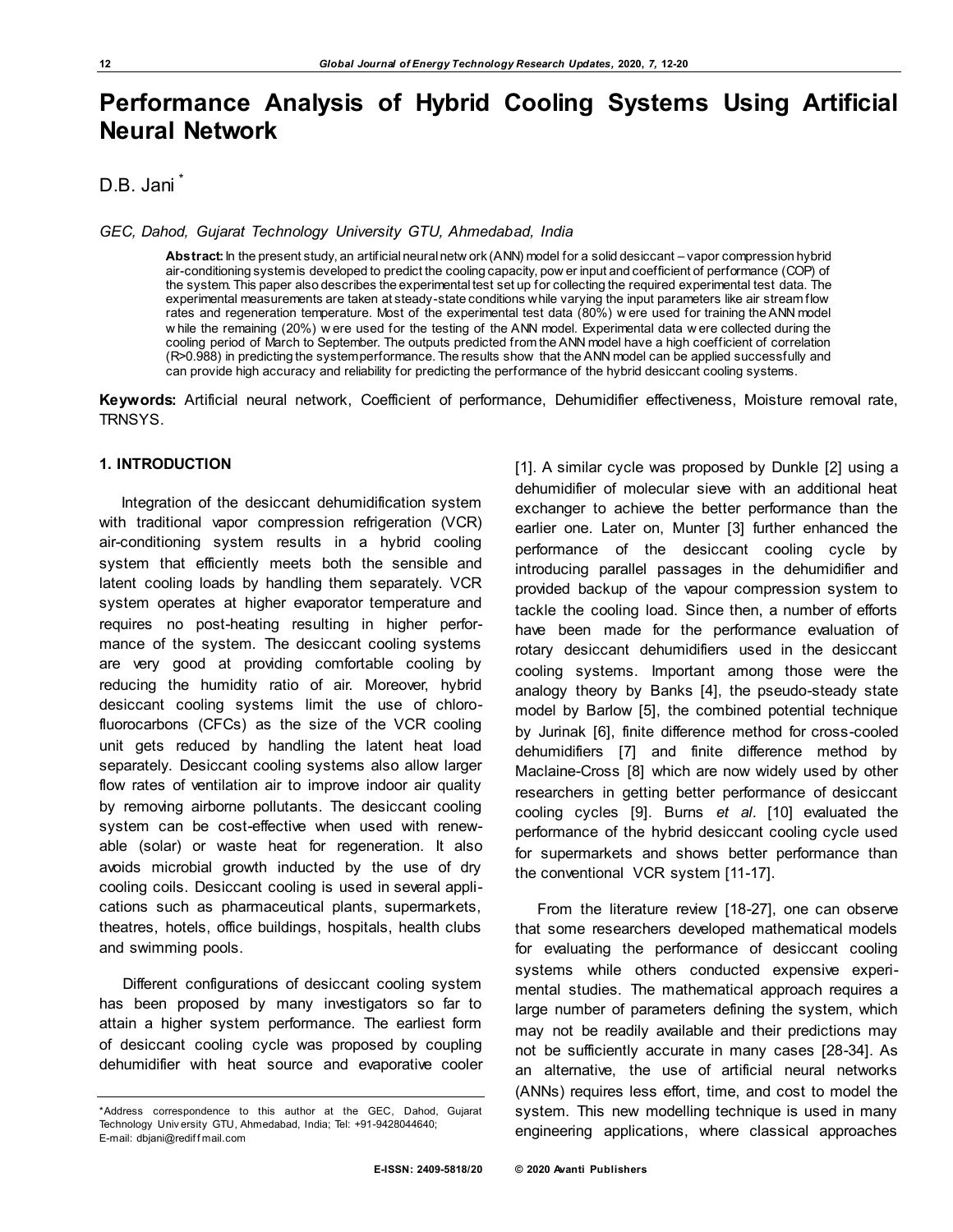# Performance Analysis of Hybrid Cooling Systems Using Artificial Neural Network

D.B. Jani*

*GEC, Dahod, Gujarat Technology University GTU, Ahmedabad, India*

**Abstract:** In the present study, an artificial neural network (ANN) model for a solid desiccant – vapor compression hybrid air-conditioning system is developed to predict the cooling capacity, power input and coefficient of performance (COP) of the system. This paper also describes the experimental test set up for collecting the required experimental test data. The experimental measurements are taken at steady-state conditions while varying the input parameters like air stream flow rates and regeneration temperature. Most of the experimental test data (80%) were used for training the ANN model while the remaining (20%) were used for the testing of the ANN model. Experimental data were collected during the cooling period of March to September. The outputs predicted from the ANN model have a high coefficient of correlation (R>0.988) in predicting the system performance. The results show that the ANN model can be applied successfully and can provide high accuracy and reliability for predicting the performance of the hybrid desiccant cooling systems.

**Keywords:** Artificial neural network, Coefficient of performance, Dehumidifier effectiveness, Moisture removal rate, TRNSYS.

## 1. INTRODUCTION

Integration of the desiccant dehumidification system with traditional vapor compression refrigeration (VCR) air-conditioning system results in a hybrid cooling system that efficiently meets both the sensible and latent cooling loads by handling them separately. VCR system operates at higher evaporator temperature and requires no post-heating resulting in higher performance of the system. The desiccant cooling systems are very good at providing comfortable cooling by reducing the humidity ratio of air. Moreover, hybrid desiccant cooling systems limit the use of chlorofluorocarbons (CFCs) as the size of the VCR cooling unit gets reduced by handling the latent heat load separately. Desiccant cooling systems also allow larger flow rates of ventilation air to improve indoor air quality by removing airborne pollutants. The desiccant cooling system can be cost-effective when used with renewable (solar) or waste heat for regeneration. It also avoids microbial growth inducted by the use of dry cooling coils. Desiccant cooling is used in several applications such as pharmaceutical plants, supermarkets, theatres, hotels, office buildings, hospitals, health clubs and swimming pools.

Different configurations of desiccant cooling system has been proposed by many investigators so far to attain a higher system performance. The earliest form of desiccant cooling cycle was proposed by coupling dehumidifier with heat source and evaporative cooler [1]. A similar cycle was proposed by Dunkle [2] using a dehumidifier of molecular sieve with an additional heat exchanger to achieve the better performance than the earlier one. Later on, Munter [3] further enhanced the performance of the desiccant cooling cycle by introducing parallel passages in the dehumidifier and provided backup of the vapour compression system to tackle the cooling load. Since then, a number of efforts have been made for the performance evaluation of rotary desiccant dehumidifiers used in the desiccant cooling systems. Important among those were the analogy theory by Banks [4], the pseudo-steady state model by Barlow [5], the combined potential technique by Jurinak [6], finite difference method for cross-cooled dehumidifiers [7] and finite difference method by Maclaine-Cross [8] which are now widely used by other researchers in getting better performance of desiccant cooling cycles [9]. Burns *et al*. [10] evaluated the performance of the hybrid desiccant cooling cycle used for supermarkets and shows better performance than the conventional VCR system [11-17].

From the literature review [18-27], one can observe that some researchers developed mathematical models for evaluating the performance of desiccant cooling systems while others conducted expensive experimental studies. The mathematical approach requires a large number of parameters defining the system, which may not be readily available and their predictions may not be sufficiently accurate in many cases [28-34]. As an alternative, the use of artificial neural networks (ANNs) requires less effort, time, and cost to model the system. This new modelling technique is used in many engineering applications, where classical approaches

*Address correspondence to this author at the GEC, Dahod, Gujarat Technology University GTU, Ahmedabad, India; Tel: +91-9428044640; E-mail: dbjani@rediffmail.com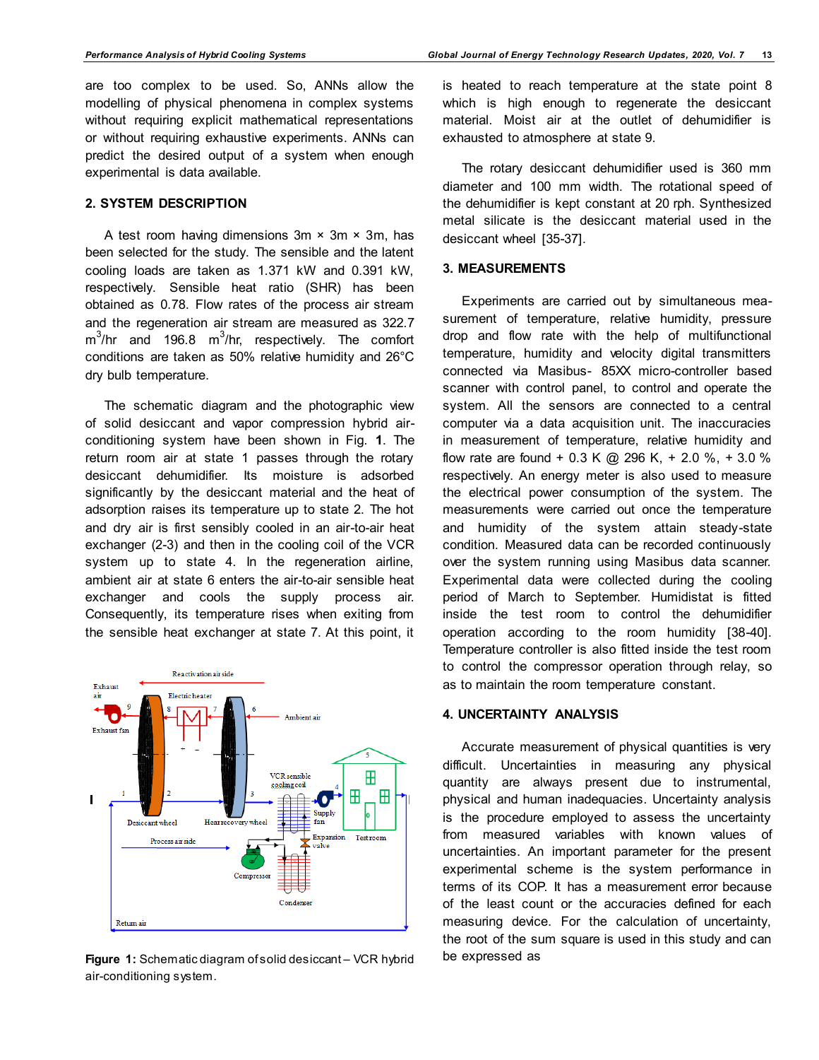are too complex to be used. So, ANNs allow the modelling of physical phenomena in complex systems without requiring explicit mathematical representations or without requiring exhaustive experiments. ANNs can predict the desired output of a system when enough experimental is data available.

## 2. SYSTEM DESCRIPTION

A test room having dimensions 3m × 3m × 3m, has been selected for the study. The sensible and the latent cooling loads are taken as 1.371 kW and 0.391 kW, respectively. Sensible heat ratio (SHR) has been obtained as 0.78. Flow rates of the process air stream and the regeneration air stream are measured as 322.7 $m^3$/hr and 196.8 $m^3$/hr, respectively. The comfort conditions are taken as 50% relative humidity and 26°C dry bulb temperature.

The schematic diagram and the photographic view of solid desiccant and vapor compression hybrid air-conditioning system have been shown in Fig. **1**. The return room air at state 1 passes through the rotary desiccant dehumidifier. Its moisture is adsorbed significantly by the desiccant material and the heat of adsorption raises its temperature up to state 2. The hot and dry air is first sensibly cooled in an air-to-air heat exchanger (2-3) and then in the cooling coil of the VCR system up to state 4. In the regeneration airline, ambient air at state 6 enters the air-to-air sensible heat exchanger and cools the supply process air. Consequently, its temperature rises when exiting from the sensible heat exchanger at state 7. At this point, it is heated to reach temperature at the state point 8 which is high enough to regenerate the desiccant material. Moist air at the outlet of dehumidifier is exhausted to atmosphere at state 9.

**Figure 1:** Schematic diagram of solid desiccant – VCR hybrid air-conditioning system.

The rotary desiccant dehumidifier used is 360 mm diameter and 100 mm width. The rotational speed of the dehumidifier is kept constant at 20 rph. Synthesized metal silicate is the desiccant material used in the desiccant wheel [35-37].

## 3. MEASUREMENTS

Experiments are carried out by simultaneous measurement of temperature, relative humidity, pressure drop and flow rate with the help of multifunctional temperature, humidity and velocity digital transmitters connected via Masibus- 85XX micro-controller based scanner with control panel, to control and operate the system. All the sensors are connected to a central computer via a data acquisition unit. The inaccuracies in measurement of temperature, relative humidity and flow rate are found + 0.3 K @ 296 K, + 2.0 %, + 3.0 % respectively. An energy meter is also used to measure the electrical power consumption of the system. The measurements were carried out once the temperature and humidity of the system attain steady-state condition. Measured data can be recorded continuously over the system running using Masibus data scanner. Experimental data were collected during the cooling period of March to September. Humidistat is fitted inside the test room to control the dehumidifier operation according to the room humidity [38-40]. Temperature controller is also fitted inside the test room to control the compressor operation through relay, so as to maintain the room temperature constant.

## 4. UNCERTAINTY ANALYSIS

Accurate measurement of physical quantities is very difficult. Uncertainties in measuring any physical quantity are always present due to instrumental, physical and human inadequacies. Uncertainty analysis is the procedure employed to assess the uncertainty from measured variables with known values of uncertainties. An important parameter for the present experimental scheme is the system performance in terms of its COP. It has a measurement error because of the least count or the accuracies defined for each measuring device. For the calculation of uncertainty, the root of the sum square is used in this study and can be expressed as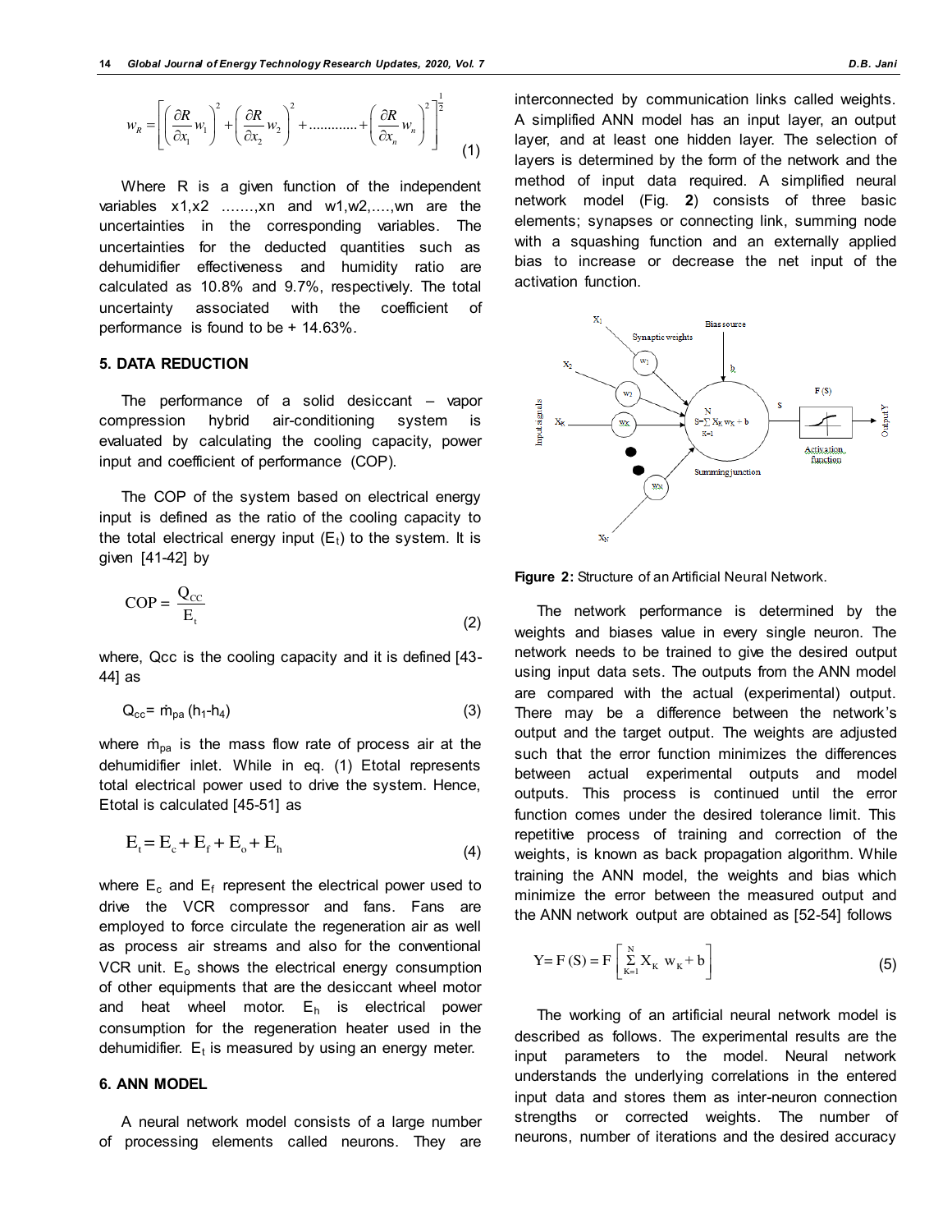$$w_R = \left[ \left( \frac{\partial R}{\partial x_1} w_1 \right)^2 + \left( \frac{\partial R}{\partial x_2} w_2 \right)^2 + ............ + \left( \frac{\partial R}{\partial x_n} w_n \right)^2 \right]^{\frac{1}{2}} \tag{1}$$

Where R is a given function of the independent variables x1,x2 .......,xn and w1,w2,....,wn are the uncertainties in the corresponding variables. The uncertainties for the deducted quantities such as dehumidifier effectiveness and humidity ratio are calculated as 10.8% and 9.7%, respectively. The total uncertainty associated with the coefficient of performance is found to be + 14.63%.

## 5. DATA REDUCTION

The performance of a solid desiccant – vapor compression hybrid air-conditioning system is evaluated by calculating the cooling capacity, power input and coefficient of performance (COP).

The COP of the system based on electrical energy input is defined as the ratio of the cooling capacity to the total electrical energy input ($E_t$) to the system. It is given [41-42] by

$$\mathrm{COP} = \frac{Q_{CC}}{E_t} \tag{2}$$

where, Qcc is the cooling capacity and it is defined [43-44] as

$$Q_{cc} = \dot{m}_{pa}\,(h_1 - h_4) \tag{3}$$

where $\dot{m}_{pa}$ is the mass flow rate of process air at the dehumidifier inlet. While in eq. (1) Etotal represents total electrical power used to drive the system. Hence, Etotal is calculated [45-51] as

$$E_t = E_c + E_f + E_o + E_h \tag{4}$$

where $E_c$ and $E_f$ represent the electrical power used to drive the VCR compressor and fans. Fans are employed to force circulate the regeneration air as well as process air streams and also for the conventional VCR unit. $E_o$ shows the electrical energy consumption of other equipments that are the desiccant wheel motor and heat wheel motor. $E_h$ is electrical power consumption for the regeneration heater used in the dehumidifier. $E_t$ is measured by using an energy meter.

## 6. ANN MODEL

A neural network model consists of a large number of processing elements called neurons. They are interconnected by communication links called weights. A simplified ANN model has an input layer, an output layer, and at least one hidden layer. The selection of layers is determined by the form of the network and the method of input data required. A simplified neural network model (Fig. **2**) consists of three basic elements; synapses or connecting link, summing node with a squashing function and an externally applied bias to increase or decrease the net input of the activation function.

**Figure 2:** Structure of an Artificial Neural Network.

The network performance is determined by the weights and biases value in every single neuron. The network needs to be trained to give the desired output using input data sets. The outputs from the ANN model are compared with the actual (experimental) output. There may be a difference between the network's output and the target output. The weights are adjusted such that the error function minimizes the differences between actual experimental outputs and model outputs. This process is continued until the error function comes under the desired tolerance limit. This repetitive process of training and correction of the weights, is known as back propagation algorithm. While training the ANN model, the weights and bias which minimize the error between the measured output and the ANN network output are obtained as [52-54] follows

$$Y = F(S) = F\left[ \sum_{K=1}^{N} X_K\, w_K + b \right] \tag{5}$$

The working of an artificial neural network model is described as follows. The experimental results are the input parameters to the model. Neural network understands the underlying correlations in the entered input data and stores them as inter-neuron connection strengths or corrected weights. The number of neurons, number of iterations and the desired accuracy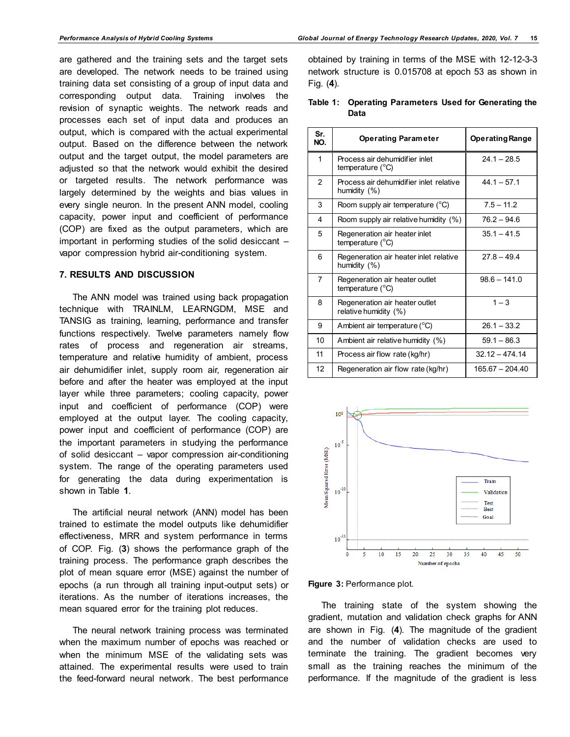are gathered and the training sets and the target sets are developed. The network needs to be trained using training data set consisting of a group of input data and corresponding output data. Training involves the revision of synaptic weights. The network reads and processes each set of input data and produces an output, which is compared with the actual experimental output. Based on the difference between the network output and the target output, the model parameters are adjusted so that the network would exhibit the desired or targeted results. The network performance was largely determined by the weights and bias values in every single neuron. In the present ANN model, cooling capacity, power input and coefficient of performance (COP) are fixed as the output parameters, which are important in performing studies of the solid desiccant – vapor compression hybrid air-conditioning system.

## 7. RESULTS AND DISCUSSION

The ANN model was trained using back propagation technique with TRAINLM, LEARNGDM, MSE and TANSIG as training, learning, performance and transfer functions respectively. Twelve parameters namely flow rates of process and regeneration air streams, temperature and relative humidity of ambient, process air dehumidifier inlet, supply room air, regeneration air before and after the heater was employed at the input layer while three parameters; cooling capacity, power input and coefficient of performance (COP) were employed at the output layer. The cooling capacity, power input and coefficient of performance (COP) are the important parameters in studying the performance of solid desiccant – vapor compression air-conditioning system. The range of the operating parameters used for generating the data during experimentation is shown in Table **1**.

The artificial neural network (ANN) model has been trained to estimate the model outputs like dehumidifier effectiveness, MRR and system performance in terms of COP. Fig. (**3**) shows the performance graph of the training process. The performance graph describes the plot of mean square error (MSE) against the number of epochs (a run through all training input-output sets) or iterations. As the number of iterations increases, the mean squared error for the training plot reduces.

The neural network training process was terminated when the maximum number of epochs was reached or when the minimum MSE of the validating sets was attained. The experimental results were used to train the feed-forward neural network. The best performance obtained by training in terms of the MSE with 12-12-3-3 network structure is 0.015708 at epoch 53 as shown in Fig. (**4**).

**Table 1: Operating Parameters Used for Generating the Data**

| Sr. NO. | Operating Parameter | Operating Range |
|---|---|---|
| 1 | Process air dehumidifier inlet temperature (°C) | 24.1 – 28.5 |
| 2 | Process air dehumidifier inlet relative humidity (%) | 44.1 – 57.1 |
| 3 | Room supply air temperature (°C) | 7.5 – 11.2 |
| 4 | Room supply air relative humidity (%) | 76.2 – 94.6 |
| 5 | Regeneration air heater inlet temperature (°C) | 35.1 – 41.5 |
| 6 | Regeneration air heater inlet relative humidity (%) | 27.8 – 49.4 |
| 7 | Regeneration air heater outlet temperature (°C) | 98.6 – 141.0 |
| 8 | Regeneration air heater outlet relative humidity (%) | 1 – 3 |
| 9 | Ambient air temperature (°C) | 26.1 – 33.2 |
| 10 | Ambient air relative humidity (%) | 59.1 – 86.3 |
| 11 | Process air flow rate (kg/hr) | 32.12 – 474.14 |
| 12 | Regeneration air flow rate (kg/hr) | 165.67 – 204.40 |

**Figure 3:** Performance plot.

The training state of the system showing the gradient, mutation and validation check graphs for ANN are shown in Fig. (**4**). The magnitude of the gradient and the number of validation checks are used to terminate the training. The gradient becomes very small as the training reaches the minimum of the performance. If the magnitude of the gradient is less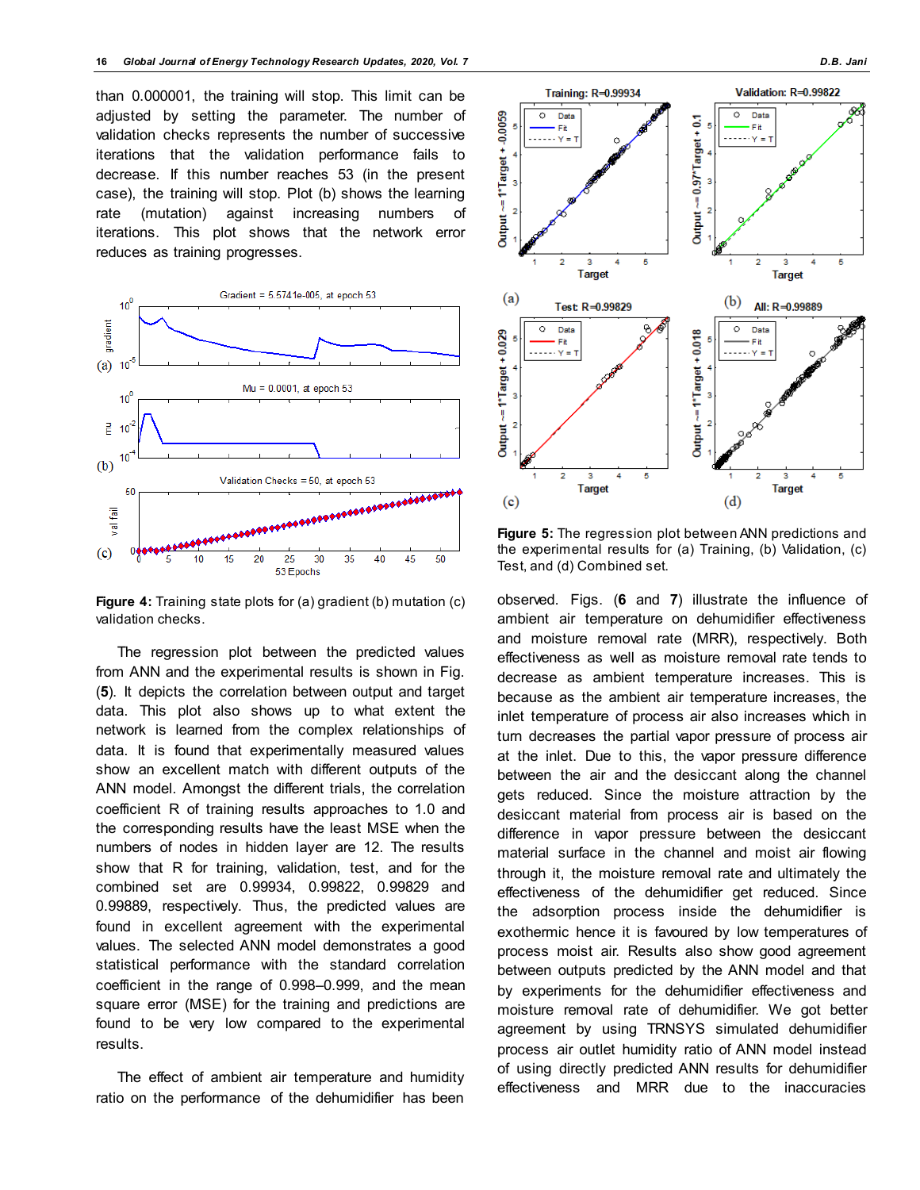than 0.000001, the training will stop. This limit can be adjusted by setting the parameter. The number of validation checks represents the number of successive iterations that the validation performance fails to decrease. If this number reaches 53 (in the present case), the training will stop. Plot (b) shows the learning rate (mutation) against increasing numbers of iterations. This plot shows that the network error reduces as training progresses.

**Figure 4:** Training state plots for (a) gradient (b) mutation (c) validation checks.

The regression plot between the predicted values from ANN and the experimental results is shown in Fig. (**5**). It depicts the correlation between output and target data. This plot also shows up to what extent the network is learned from the complex relationships of data. It is found that experimentally measured values show an excellent match with different outputs of the ANN model. Amongst the different trials, the correlation coefficient R of training results approaches to 1.0 and the corresponding results have the least MSE when the numbers of nodes in hidden layer are 12. The results show that R for training, validation, test, and for the combined set are 0.99934, 0.99822, 0.99829 and 0.99889, respectively. Thus, the predicted values are found in excellent agreement with the experimental values. The selected ANN model demonstrates a good statistical performance with the standard correlation coefficient in the range of 0.998–0.999, and the mean square error (MSE) for the training and predictions are found to be very low compared to the experimental results.

The effect of ambient air temperature and humidity ratio on the performance of the dehumidifier has been

**Figure 5:** The regression plot between ANN predictions and the experimental results for (a) Training, (b) Validation, (c) Test, and (d) Combined set.

observed. Figs. (**6** and **7**) illustrate the influence of ambient air temperature on dehumidifier effectiveness and moisture removal rate (MRR), respectively. Both effectiveness as well as moisture removal rate tends to decrease as ambient temperature increases. This is because as the ambient air temperature increases, the inlet temperature of process air also increases which in turn decreases the partial vapor pressure of process air at the inlet. Due to this, the vapor pressure difference between the air and the desiccant along the channel gets reduced. Since the moisture attraction by the desiccant material from process air is based on the difference in vapor pressure between the desiccant material surface in the channel and moist air flowing through it, the moisture removal rate and ultimately the effectiveness of the dehumidifier get reduced. Since the adsorption process inside the dehumidifier is exothermic hence it is favoured by low temperatures of process moist air. Results also show good agreement between outputs predicted by the ANN model and that by experiments for the dehumidifier effectiveness and moisture removal rate of dehumidifier. We got better agreement by using TRNSYS simulated dehumidifier process air outlet humidity ratio of ANN model instead of using directly predicted ANN results for dehumidifier effectiveness and MRR due to the inaccuracies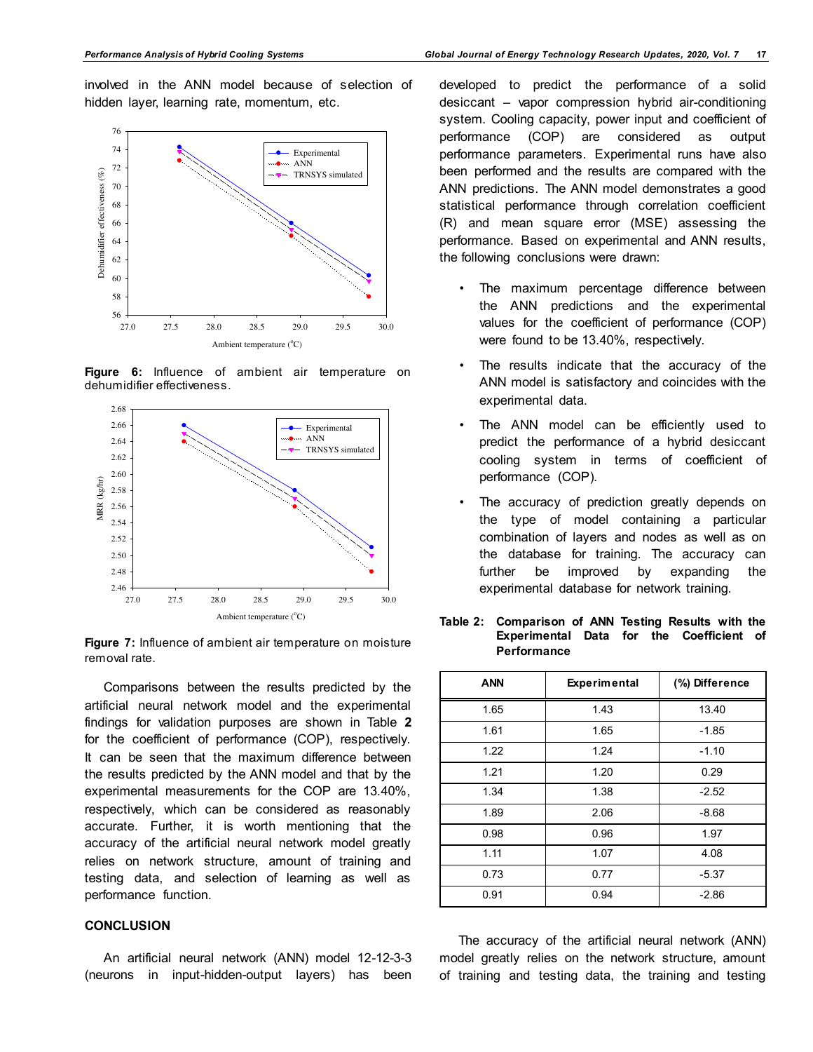involved in the ANN model because of selection of hidden layer, learning rate, momentum, etc.

**Figure 6:** Influence of ambient air temperature on dehumidifier effectiveness.

**Figure 7:** Influence of ambient air temperature on moisture removal rate.

Comparisons between the results predicted by the artificial neural network model and the experimental findings for validation purposes are shown in Table **2** for the coefficient of performance (COP), respectively. It can be seen that the maximum difference between the results predicted by the ANN model and that by the experimental measurements for the COP are 13.40%, respectively, which can be considered as reasonably accurate. Further, it is worth mentioning that the accuracy of the artificial neural network model greatly relies on network structure, amount of training and testing data, and selection of learning as well as performance function.

## CONCLUSION

An artificial neural network (ANN) model 12-12-3-3 (neurons in input-hidden-output layers) has been developed to predict the performance of a solid desiccant – vapor compression hybrid air-conditioning system. Cooling capacity, power input and coefficient of performance (COP) are considered as output performance parameters. Experimental runs have also been performed and the results are compared with the ANN predictions. The ANN model demonstrates a good statistical performance through correlation coefficient (R) and mean square error (MSE) assessing the performance. Based on experimental and ANN results, the following conclusions were drawn:

- The maximum percentage difference between the ANN predictions and the experimental values for the coefficient of performance (COP) were found to be 13.40%, respectively.
- The results indicate that the accuracy of the ANN model is satisfactory and coincides with the experimental data.
- The ANN model can be efficiently used to predict the performance of a hybrid desiccant cooling system in terms of coefficient of performance (COP).
- The accuracy of prediction greatly depends on the type of model containing a particular combination of layers and nodes as well as on the database for training. The accuracy can further be improved by expanding the experimental database for network training.

**Table 2: Comparison of ANN Testing Results with the Experimental Data for the Coefficient of Performance**

| ANN | Experimental | (%) Difference |
|---|---|---|
| 1.65 | 1.43 | 13.40 |
| 1.61 | 1.65 | -1.85 |
| 1.22 | 1.24 | -1.10 |
| 1.21 | 1.20 | 0.29 |
| 1.34 | 1.38 | -2.52 |
| 1.89 | 2.06 | -8.68 |
| 0.98 | 0.96 | 1.97 |
| 1.11 | 1.07 | 4.08 |
| 0.73 | 0.77 | -5.37 |
| 0.91 | 0.94 | -2.86 |

The accuracy of the artificial neural network (ANN) model greatly relies on the network structure, amount of training and testing data, the training and testing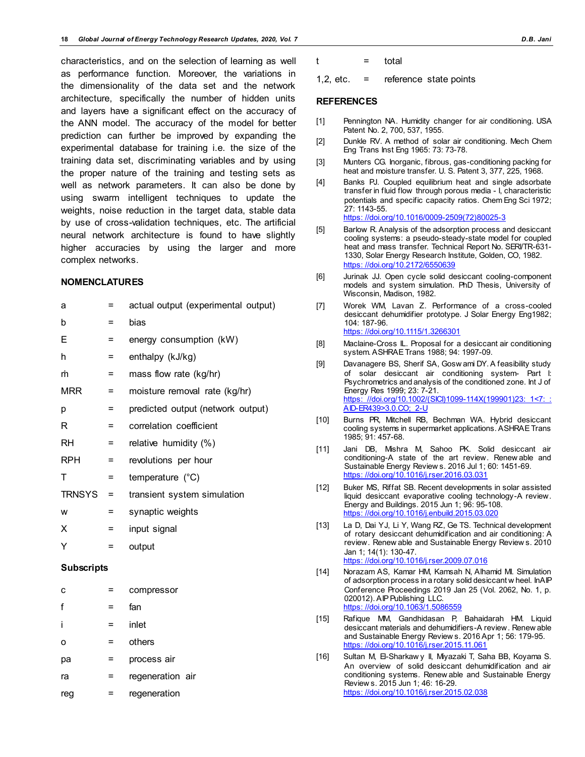characteristics, and on the selection of learning as well as performance function. Moreover, the variations in the dimensionality of the data set and the network architecture, specifically the number of hidden units and layers have a significant effect on the accuracy of the ANN model. The accuracy of the model for better prediction can further be improved by expanding the experimental database for training i.e. the size of the training data set, discriminating variables and by using the proper nature of the training and testing sets as well as network parameters. It can also be done by using swarm intelligent techniques to update the weights, noise reduction in the target data, stable data by use of cross-validation techniques, etc. The artificial neural network architecture is found to have slightly higher accuracies by using the larger and more complex networks.

## NOMENCLATURES

| | | |
|---|---|---|
| a | = | actual output (experimental output) |
| b | = | bias |
| E | = | energy consumption (kW) |
| h | = | enthalpy (kJ/kg) |
| ṁ | = | mass flow rate (kg/hr) |
| MRR | = | moisture removal rate (kg/hr) |
| p | = | predicted output (network output) |
| R | = | correlation coefficient |
| RH | = | relative humidity (%) |
| RPH | = | revolutions per hour |
| T | = | temperature (°C) |
| TRNSYS | = | transient system simulation |
| w | = | synaptic weights |
| X | = | input signal |
| Y | = | output |

### Subscripts

| | | |
|---|---|---|
| c | = | compressor |
| f | = | fan |
| i | = | inlet |
| o | = | others |
| pa | = | process air |
| ra | = | regeneration air |
| reg | = | regeneration |
| t | = | total |
| 1,2, etc. | = | reference state points |

## REFERENCES

[1] Pennington NA. Humidity changer for air conditioning. USA Patent No. 2, 700, 537, 1955.

[2] Dunkle RV. A method of solar air conditioning. Mech Chem Eng Trans Inst Eng 1965: 73: 73-78.

[3] Munters CG. Inorganic, fibrous, gas-conditioning packing for heat and moisture transfer. U. S. Patent 3, 377, 225, 1968.

[4] Banks PJ. Coupled equilibrium heat and single adsorbate transfer in fluid flow through porous media - I, characteristic potentials and specific capacity ratios. Chem Eng Sci 1972; 27: 1143-55. https: //doi.org/10.1016/0009-2509(72)80025-3

[5] Barlow R. Analysis of the adsorption process and desiccant cooling systems: a pseudo-steady-state model for coupled heat and mass transfer. Technical Report No. SERI/TR-631-1330, Solar Energy Research Institute, Golden, CO, 1982. https: //doi.org/10.2172/6550639

[6] Jurinak JJ. Open cycle solid desiccant cooling-component models and system simulation. PhD Thesis, University of Wisconsin, Madison, 1982.

[7] Worek WM, Lavan Z. Performance of a cross-cooled desiccant dehumidifier prototype. J Solar Energy Eng1982; 104: 187-96. https: //doi.org/10.1115/1.3266301

[8] Maclaine-Cross IL. Proposal for a desiccant air conditioning system. ASHRAE Trans 1988; 94: 1997-09.

[9] Davanagere BS, Sherif SA, Goswami DY. A feasibility study of solar desiccant air conditioning system- Part I: Psychrometrics and analysis of the conditioned zone. Int J of Energy Res 1999; 23: 7-21. https: //doi.org/10.1002/(SICI)1099-114X(199901)23: 1<7: : AID-ER439>3.0.CO; 2-U

[10] Burns PR, Mitchell RB, Bechman WA. Hybrid desiccant cooling systems in supermarket applications. ASHRAE Trans 1985; 91: 457-68.

[11] Jani DB, Mishra M, Sahoo PK. Solid desiccant air conditioning-A state of the art review. Renewable and Sustainable Energy Reviews. 2016 Jul 1; 60: 1451-69. https: //doi.org/10.1016/j.rser.2016.03.031

[12] Buker MS, Riffat SB. Recent developments in solar assisted liquid desiccant evaporative cooling technology-A review. Energy and Buildings. 2015 Jun 1; 96: 95-108. https: //doi.org/10.1016/j.enbuild.2015.03.020

[13] La D, Dai YJ, Li Y, Wang RZ, Ge TS. Technical development of rotary desiccant dehumidification and air conditioning: A review. Renewable and Sustainable Energy Reviews. 2010 Jan 1; 14(1): 130-47. https: //doi.org/10.1016/j.rser.2009.07.016

[14] Norazam AS, Kamar HM, Kamsah N, Alhamid MI. Simulation of adsorption process in a rotary solid desiccant wheel. InAIP Conference Proceedings 2019 Jan 25 (Vol. 2062, No. 1, p. 020012). AIP Publishing LLC. https: //doi.org/10.1063/1.5086559

[15] Rafique MM, Gandhidasan P, Bahaidarah HM. Liquid desiccant materials and dehumidifiers-A review. Renewable and Sustainable Energy Reviews. 2016 Apr 1; 56: 179-95. https: //doi.org/10.1016/j.rser.2015.11.061

[16] Sultan M, El-Sharkawy II, Miyazaki T, Saha BB, Koyama S. An overview of solid desiccant dehumidification and air conditioning systems. Renewable and Sustainable Energy Reviews. 2015 Jun 1; 46: 16-29. https: //doi.org/10.1016/j.rser.2015.02.038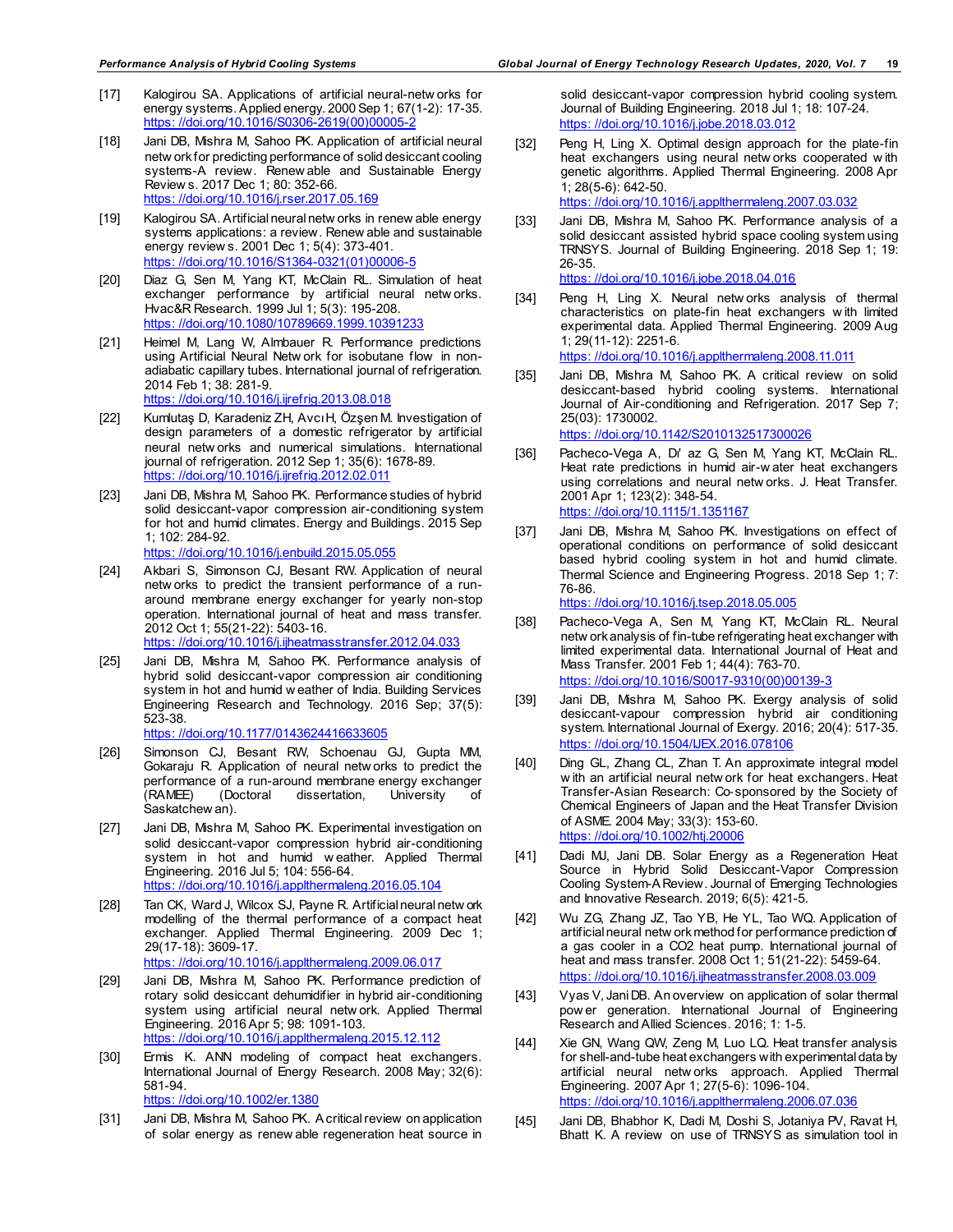[17] Kalogirou SA. Applications of artificial neural-networks for energy systems. Applied energy. 2000 Sep 1; 67(1-2): 17-35. https://doi.org/10.1016/S0306-2619(00)00005-2

[18] Jani DB, Mishra M, Sahoo PK. Application of artificial neural network for predicting performance of solid desiccant cooling systems-A review. Renewable and Sustainable Energy Reviews. 2017 Dec 1; 80: 352-66. https://doi.org/10.1016/j.rser.2017.05.169

[19] Kalogirou SA. Artificial neural networks in renewable energy systems applications: a review. Renewable and sustainable energy reviews. 2001 Dec 1; 5(4): 373-401. https://doi.org/10.1016/S1364-0321(01)00006-5

[20] Diaz G, Sen M, Yang KT, McClain RL. Simulation of heat exchanger performance by artificial neural networks. Hvac&R Research. 1999 Jul 1; 5(3): 195-208. https://doi.org/10.1080/10789669.1999.10391233

[21] Heimel M, Lang W, Almbauer R. Performance predictions using Artificial Neural Network for isobutane flow in non-adiabatic capillary tubes. International journal of refrigeration. 2014 Feb 1; 38: 281-9. https://doi.org/10.1016/j.ijrefrig.2013.08.018

[22] Kumlutaş D, Karadeniz ZH, Avcı H, Özşen M. Investigation of design parameters of a domestic refrigerator by artificial neural networks and numerical simulations. International journal of refrigeration. 2012 Sep 1; 35(6): 1678-89. https://doi.org/10.1016/j.ijrefrig.2012.02.011

[23] Jani DB, Mishra M, Sahoo PK. Performance studies of hybrid solid desiccant-vapor compression air-conditioning system for hot and humid climates. Energy and Buildings. 2015 Sep 1; 102: 284-92. https://doi.org/10.1016/j.enbuild.2015.05.055

[24] Akbari S, Simonson CJ, Besant RW. Application of neural networks to predict the transient performance of a run-around membrane energy exchanger for yearly non-stop operation. International journal of heat and mass transfer. 2012 Oct 1; 55(21-22): 5403-16. https://doi.org/10.1016/j.ijheatmasstransfer.2012.04.033

[25] Jani DB, Mishra M, Sahoo PK. Performance analysis of hybrid solid desiccant-vapor compression air conditioning system in hot and humid weather of India. Building Services Engineering Research and Technology. 2016 Sep; 37(5): 523-38. https://doi.org/10.1177/0143624416633605

[26] Simonson CJ, Besant RW, Schoenau GJ, Gupta MM, Gokaraju R. Application of neural networks to predict the performance of a run-around membrane energy exchanger (RAMEE) (Doctoral dissertation, University of Saskatchewan).

[27] Jani DB, Mishra M, Sahoo PK. Experimental investigation on solid desiccant-vapor compression hybrid air-conditioning system in hot and humid weather. Applied Thermal Engineering. 2016 Jul 5; 104: 556-64. https://doi.org/10.1016/j.applthermaleng.2016.05.104

[28] Tan CK, Ward J, Wilcox SJ, Payne R. Artificial neural network modelling of the thermal performance of a compact heat exchanger. Applied Thermal Engineering. 2009 Dec 1; 29(17-18): 3609-17. https://doi.org/10.1016/j.applthermaleng.2009.06.017

[29] Jani DB, Mishra M, Sahoo PK. Performance prediction of rotary solid desiccant dehumidifier in hybrid air-conditioning system using artificial neural network. Applied Thermal Engineering. 2016 Apr 5; 98: 1091-103. https://doi.org/10.1016/j.applthermaleng.2015.12.112

[30] Ermis K. ANN modeling of compact heat exchangers. International Journal of Energy Research. 2008 May; 32(6): 581-94. https://doi.org/10.1002/er.1380

[31] Jani DB, Mishra M, Sahoo PK. A critical review on application of solar energy as renewable regeneration heat source in solid desiccant-vapor compression hybrid cooling system. Journal of Building Engineering. 2018 Jul 1; 18: 107-24. https://doi.org/10.1016/j.jobe.2018.03.012

[32] Peng H, Ling X. Optimal design approach for the plate-fin heat exchangers using neural networks cooperated with genetic algorithms. Applied Thermal Engineering. 2008 Apr 1; 28(5-6): 642-50. https://doi.org/10.1016/j.applthermaleng.2007.03.032

[33] Jani DB, Mishra M, Sahoo PK. Performance analysis of a solid desiccant assisted hybrid space cooling system using TRNSYS. Journal of Building Engineering. 2018 Sep 1; 19: 26-35. https://doi.org/10.1016/j.jobe.2018.04.016

[34] Peng H, Ling X. Neural networks analysis of thermal characteristics on plate-fin heat exchangers with limited experimental data. Applied Thermal Engineering. 2009 Aug 1; 29(11-12): 2251-6. https://doi.org/10.1016/j.applthermaleng.2008.11.011

[35] Jani DB, Mishra M, Sahoo PK. A critical review on solid desiccant-based hybrid cooling systems. International Journal of Air-conditioning and Refrigeration. 2017 Sep 7; 25(03): 1730002. https://doi.org/10.1142/S2010132517300026

[36] Pacheco-Vega A, Di' az G, Sen M, Yang KT, McClain RL. Heat rate predictions in humid air-water heat exchangers using correlations and neural networks. J. Heat Transfer. 2001 Apr 1; 123(2): 348-54. https://doi.org/10.1115/1.1351167

[37] Jani DB, Mishra M, Sahoo PK. Investigations on effect of operational conditions on performance of solid desiccant based hybrid cooling system in hot and humid climate. Thermal Science and Engineering Progress. 2018 Sep 1; 7: 76-86. https://doi.org/10.1016/j.tsep.2018.05.005

[38] Pacheco-Vega A, Sen M, Yang KT, McClain RL. Neural network analysis of fin-tube refrigerating heat exchanger with limited experimental data. International Journal of Heat and Mass Transfer. 2001 Feb 1; 44(4): 763-70. https://doi.org/10.1016/S0017-9310(00)00139-3

[39] Jani DB, Mishra M, Sahoo PK. Exergy analysis of solid desiccant-vapour compression hybrid air conditioning system. International Journal of Exergy. 2016; 20(4): 517-35. https://doi.org/10.1504/IJEX.2016.078106

[40] Ding GL, Zhang CL, Zhan T. An approximate integral model with an artificial neural network for heat exchangers. Heat Transfer-Asian Research: Co-sponsored by the Society of Chemical Engineers of Japan and the Heat Transfer Division of ASME. 2004 May; 33(3): 153-60. https://doi.org/10.1002/htj.20006

[41] Dadi MJ, Jani DB. Solar Energy as a Regeneration Heat Source in Hybrid Solid Desiccant-Vapor Compression Cooling System-A Review. Journal of Emerging Technologies and Innovative Research. 2019; 6(5): 421-5.

[42] Wu ZG, Zhang JZ, Tao YB, He YL, Tao WQ. Application of artificial neural network method for performance prediction of a gas cooler in a CO2 heat pump. International journal of heat and mass transfer. 2008 Oct 1; 51(21-22): 5459-64. https://doi.org/10.1016/j.ijheatmasstransfer.2008.03.009

[43] Vyas V, Jani DB. An overview on application of solar thermal power generation. International Journal of Engineering Research and Allied Sciences. 2016; 1: 1-5.

[44] Xie GN, Wang QW, Zeng M, Luo LQ. Heat transfer analysis for shell-and-tube heat exchangers with experimental data by artificial neural networks approach. Applied Thermal Engineering. 2007 Apr 1; 27(5-6): 1096-104. https://doi.org/10.1016/j.applthermaleng.2006.07.036

[45] Jani DB, Bhabhor K, Dadi M, Doshi S, Jotaniya PV, Ravat H, Bhatt K. A review on use of TRNSYS as simulation tool in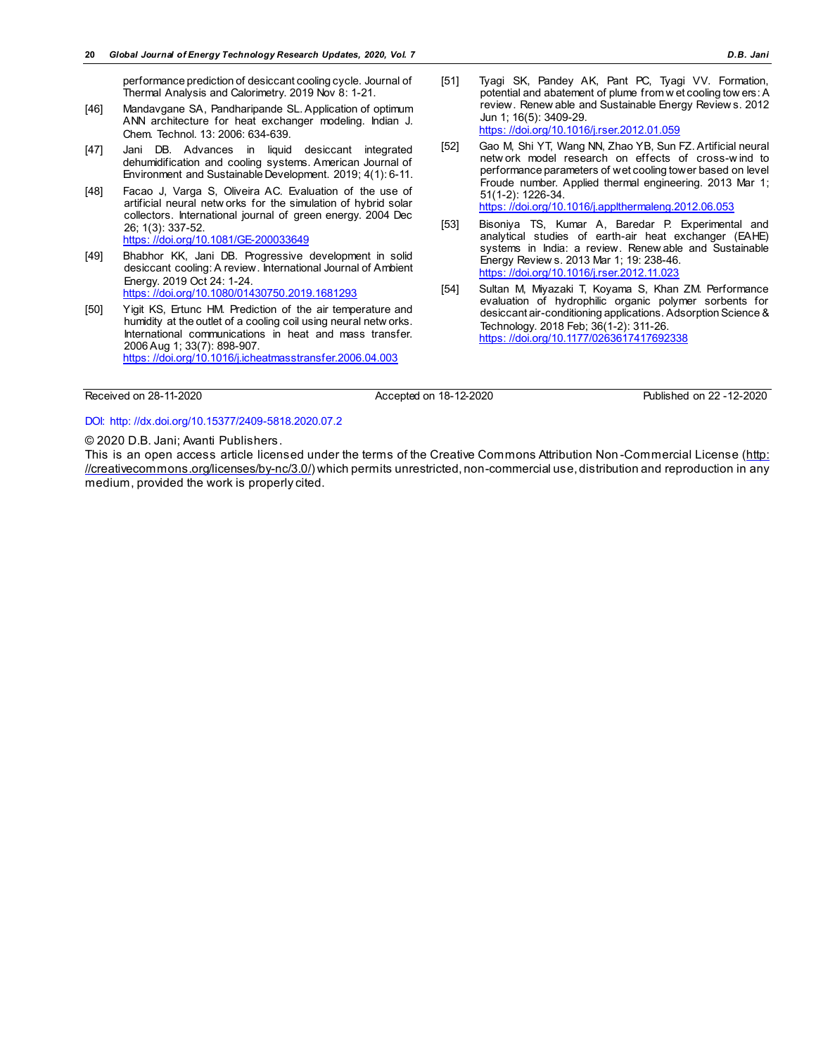performance prediction of desiccant cooling cycle. Journal of Thermal Analysis and Calorimetry. 2019 Nov 8: 1-21.

[46] Mandavgane SA, Pandharipande SL. Application of optimum ANN architecture for heat exchanger modeling. Indian J. Chem. Technol. 13: 2006: 634-639.

[47] Jani DB. Advances in liquid desiccant integrated dehumidification and cooling systems. American Journal of Environment and Sustainable Development. 2019; 4(1): 6-11.

[48] Facao J, Varga S, Oliveira AC. Evaluation of the use of artificial neural networks for the simulation of hybrid solar collectors. International journal of green energy. 2004 Dec 26; 1(3): 337-52. https: //doi.org/10.1081/GE-200033649

[49] Bhabhor KK, Jani DB. Progressive development in solid desiccant cooling: A review. International Journal of Ambient Energy. 2019 Oct 24: 1-24. https: //doi.org/10.1080/01430750.2019.1681293

[50] Yigit KS, Ertunc HM. Prediction of the air temperature and humidity at the outlet of a cooling coil using neural networks. International communications in heat and mass transfer. 2006 Aug 1; 33(7): 898-907. https: //doi.org/10.1016/j.icheatmasstransfer.2006.04.003

[51] Tyagi SK, Pandey AK, Pant PC, Tyagi VV. Formation, potential and abatement of plume from wet cooling towers: A review. Renewable and Sustainable Energy Reviews. 2012 Jun 1; 16(5): 3409-29. https: //doi.org/10.1016/j.rser.2012.01.059

[52] Gao M, Shi YT, Wang NN, Zhao YB, Sun FZ. Artificial neural network model research on effects of cross-wind to performance parameters of wet cooling tower based on level Froude number. Applied thermal engineering. 2013 Mar 1; 51(1-2): 1226-34. https: //doi.org/10.1016/j.applthermaleng.2012.06.053

[53] Bisoniya TS, Kumar A, Baredar P. Experimental and analytical studies of earth-air heat exchanger (EAHE) systems in India: a review. Renewable and Sustainable Energy Reviews. 2013 Mar 1; 19: 238-46. https: //doi.org/10.1016/j.rser.2012.11.023

[54] Sultan M, Miyazaki T, Koyama S, Khan ZM. Performance evaluation of hydrophilic organic polymer sorbents for desiccant air-conditioning applications. Adsorption Science & Technology. 2018 Feb; 36(1-2): 311-26. https: //doi.org/10.1177/0263617417692338

---

Received on 28-11-2020    Accepted on 18-12-2020    Published on 22-12-2020

DOI: http: //dx.doi.org/10.15377/2409-5818.2020.07.2

© 2020 D.B. Jani; Avanti Publishers.

This is an open access article licensed under the terms of the Creative Commons Attribution Non-Commercial License (http: //creativecommons.org/licenses/by-nc/3.0/) which permits unrestricted, non-commercial use, distribution and reproduction in any medium, provided the work is properly cited.